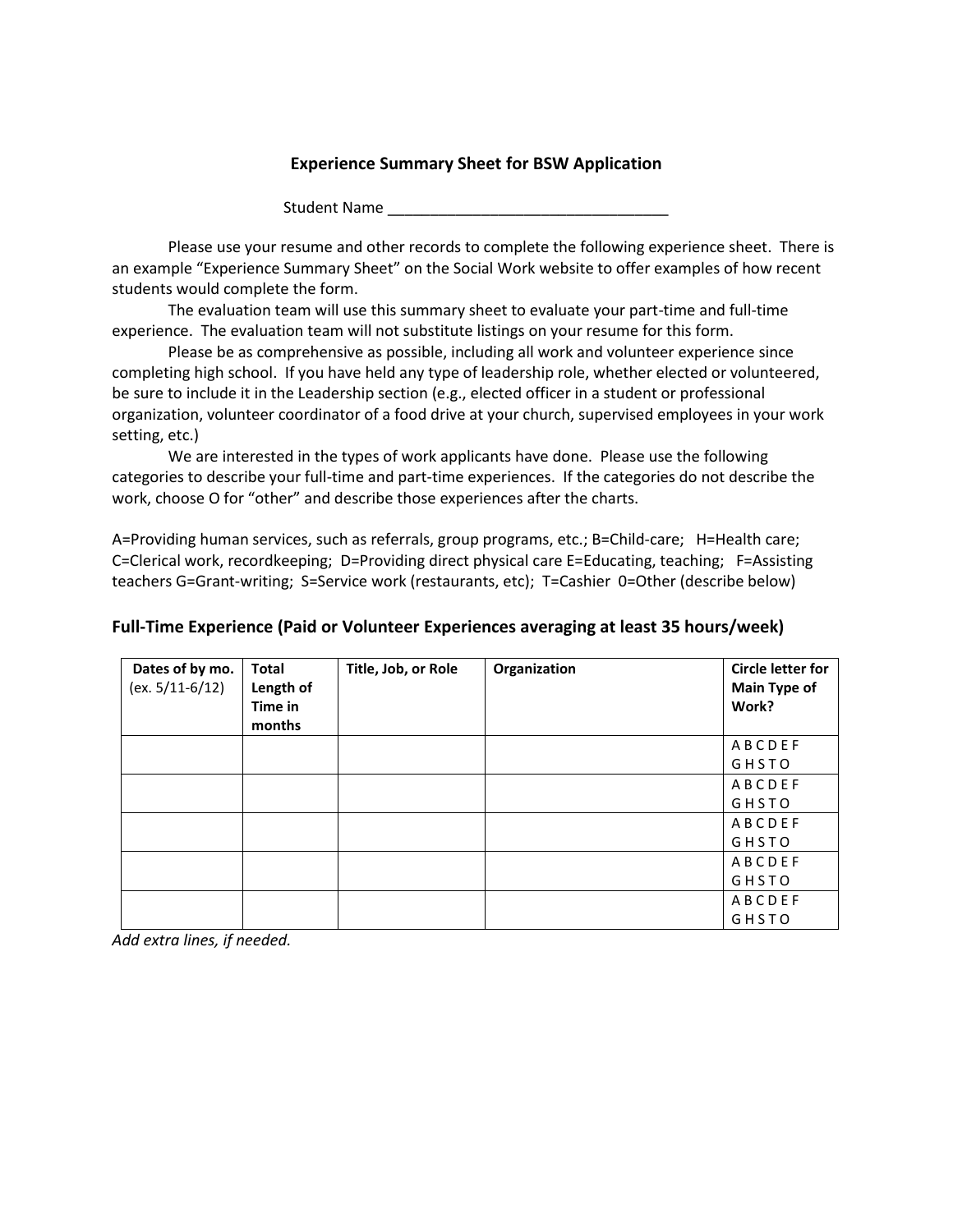## Experience Summary Sheet for BSW Application

Student Name _________________________________

Please use your resume and other records to complete the following experience sheet. There is an example "Experience Summary Sheet" on the Social Work website to offer examples of how recent students would complete the form.

The evaluation team will use this summary sheet to evaluate your part-time and full-time experience. The evaluation team will not substitute listings on your resume for this form.

Please be as comprehensive as possible, including all work and volunteer experience since completing high school. If you have held any type of leadership role, whether elected or volunteered, be sure to include it in the Leadership section (e.g., elected officer in a student or professional organization, volunteer coordinator of a food drive at your church, supervised employees in your work setting, etc.)

We are interested in the types of work applicants have done. Please use the following categories to describe your full-time and part-time experiences. If the categories do not describe the work, choose O for "other" and describe those experiences after the charts.

A=Providing human services, such as referrals, group programs, etc.; B=Child-care; H=Health care; C=Clerical work, recordkeeping; D=Providing direct physical care E=Educating, teaching; F=Assisting teachers G=Grant-writing; S=Service work (restaurants, etc); T=Cashier 0=Other (describe below)

### Full-Time Experience (Paid or Volunteer Experiences averaging at least 35 hours/week)

| **Dates of by mo.** (ex. 5/11-6/12) | **Total Length of Time in months** | **Title, Job, or Role** | **Organization** | **Circle letter for Main Type of Work?** |
|---|---|---|---|---|
| | | | | A B C D E F G H S T O |
| | | | | A B C D E F G H S T O |
| | | | | A B C D E F G H S T O |
| | | | | A B C D E F G H S T O |
| | | | | A B C D E F G H S T O |

*Add extra lines, if needed.*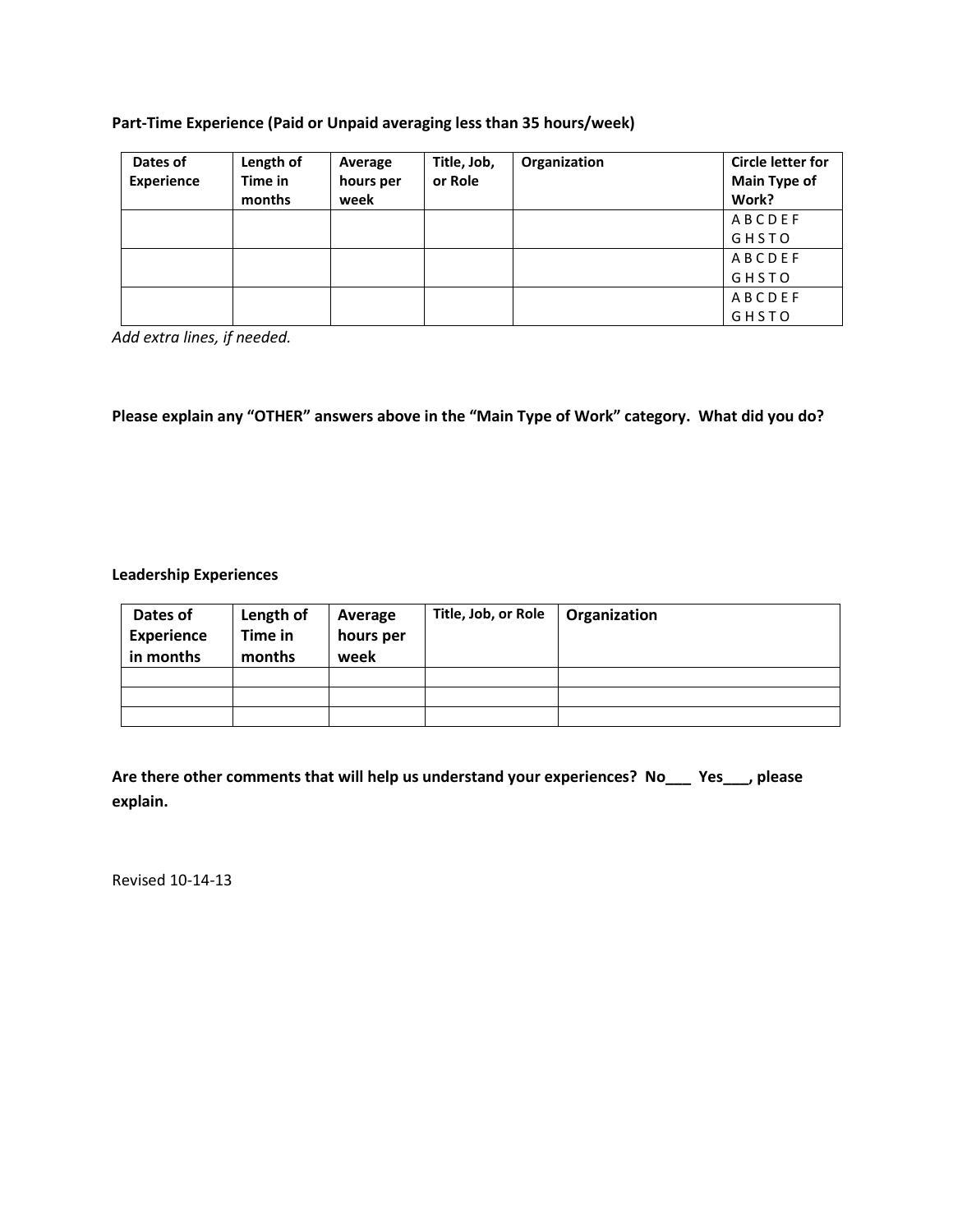**Part-Time Experience (Paid or Unpaid averaging less than 35 hours/week)**

| Dates of Experience | Length of Time in months | Average hours per week | Title, Job, or Role | Organization | Circle letter for Main Type of Work? |
|---|---|---|---|---|---|
| | | | | | A B C D E F G H S T O |
| | | | | | A B C D E F G H S T O |
| | | | | | A B C D E F G H S T O |

*Add extra lines, if needed.*

**Please explain any "OTHER" answers above in the "Main Type of Work" category. What did you do?**

**Leadership Experiences**

| Dates of Experience in months | Length of Time in months | Average hours per week | Title, Job, or Role | Organization |
|---|---|---|---|---|
| | | | | |
| | | | | |
| | | | | |

**Are there other comments that will help us understand your experiences? No___ Yes___, please explain.**

Revised 10-14-13